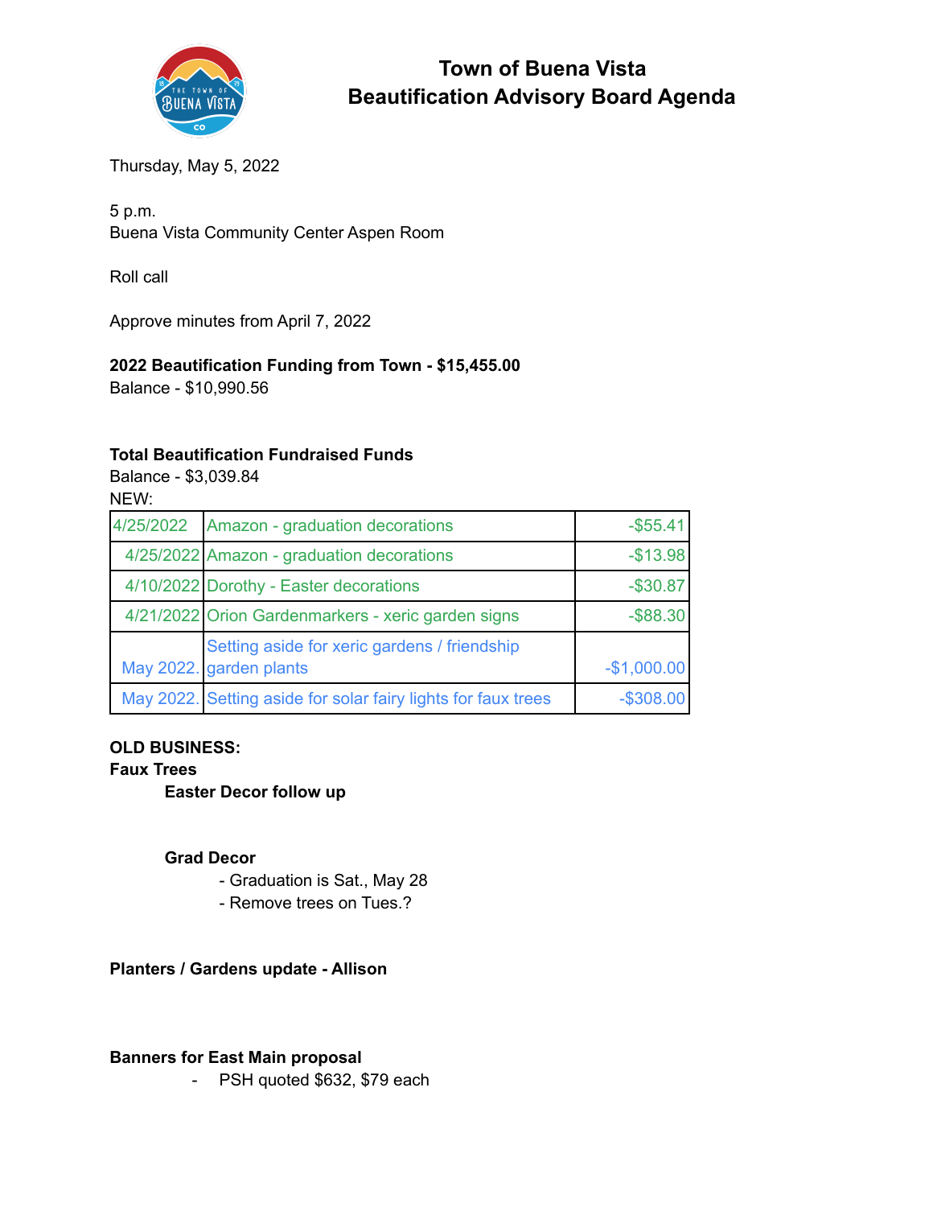# Town of Buena Vista
# Beautification Advisory Board Agenda

Thursday, May 5, 2022

5 p.m.
Buena Vista Community Center Aspen Room

Roll call

Approve minutes from April 7, 2022

**2022 Beautification Funding from Town - $15,455.00**
Balance - $10,990.56

**Total Beautification Fundraised Funds**
Balance - $3,039.84
NEW:

| | | |
|---|---|---|
| 4/25/2022 | Amazon - graduation decorations | -$55.41 |
| 4/25/2022 | Amazon - graduation decorations | -$13.98 |
| 4/10/2022 | Dorothy - Easter decorations | -$30.87 |
| 4/21/2022 | Orion Gardenmarkers - xeric garden signs | -$88.30 |
| May 2022. | Setting aside for xeric gardens / friendship garden plants | -$1,000.00 |
| May 2022. | Setting aside for solar fairy lights for faux trees | -$308.00 |

**OLD BUSINESS:**

**Faux Trees**

**Easter Decor follow up**

**Grad Decor**

- Graduation is Sat., May 28
- Remove trees on Tues.?

**Planters / Gardens update - Allison**

**Banners for East Main proposal**

- PSH quoted $632, $79 each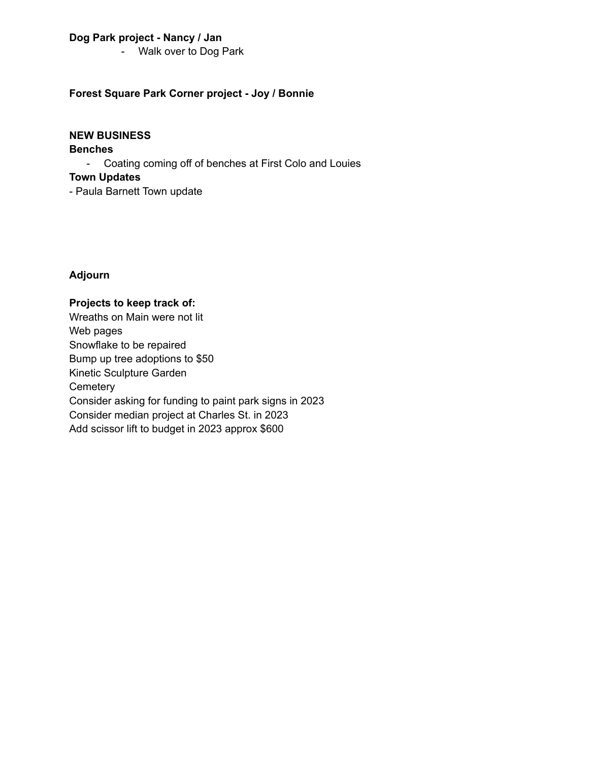**Dog Park project - Nancy / Jan**

- Walk over to Dog Park

**Forest Square Park Corner project - Joy / Bonnie**

**NEW BUSINESS**

**Benches**

- Coating coming off of benches at First Colo and Louies

**Town Updates**

- Paula Barnett Town update

**Adjourn**

**Projects to keep track of:**

Wreaths on Main were not lit
Web pages
Snowflake to be repaired
Bump up tree adoptions to $50
Kinetic Sculpture Garden
Cemetery
Consider asking for funding to paint park signs in 2023
Consider median project at Charles St. in 2023
Add scissor lift to budget in 2023 approx $600